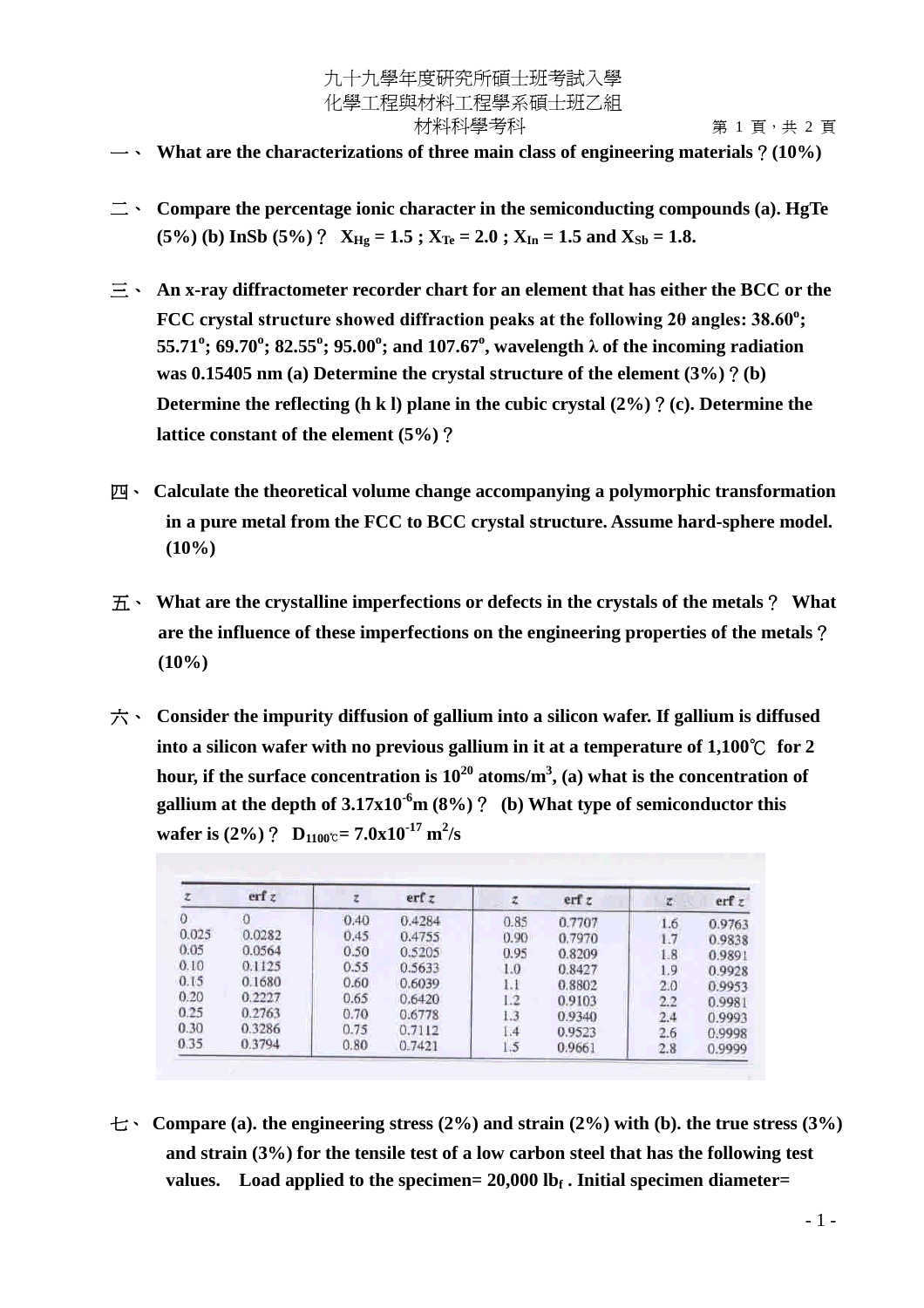九十九學年度研究所碩士班考試入學
化學工程與材料工程學系碩士班乙組
材料科學考科

一、 **What are the characterizations of three main class of engineering materials？(10%)**

二、 **Compare the percentage ionic character in the semiconducting compounds (a). HgTe (5%) (b) InSb (5%)？ $X_{Hg} = 1.5$ ; $X_{Te} = 2.0$ ; $X_{In} = 1.5$ and $X_{Sb} = 1.8$.**

三、 **An x-ray diffractometer recorder chart for an element that has either the BCC or the FCC crystal structure showed diffraction peaks at the following 2θ angles: 38.60°; 55.71°; 69.70°; 82.55°; 95.00°; and 107.67°, wavelength λ of the incoming radiation was 0.15405 nm (a) Determine the crystal structure of the element (3%)？(b) Determine the reflecting (h k l) plane in the cubic crystal (2%)？(c). Determine the lattice constant of the element (5%)？**

四、 **Calculate the theoretical volume change accompanying a polymorphic transformation in a pure metal from the FCC to BCC crystal structure. Assume hard-sphere model. (10%)**

五、 **What are the crystalline imperfections or defects in the crystals of the metals？ What are the influence of these imperfections on the engineering properties of the metals？(10%)**

六、 **Consider the impurity diffusion of gallium into a silicon wafer. If gallium is diffused into a silicon wafer with no previous gallium in it at a temperature of 1,100℃ for 2 hour, if the surface concentration is $10^{20}$ atoms/m$^3$, (a) what is the concentration of gallium at the depth of $3.17 \times 10^{-6}$m (8%)？ (b) What type of semiconductor this wafer is (2%)？ $D_{1100℃} = 7.0 \times 10^{-17}$ m$^2$/s**

| z | erf z | z | erf z | z | erf z | z | erf z |
|---|---|---|---|---|---|---|---|
| 0 | 0 | 0.40 | 0.4284 | 0.85 | 0.7707 | 1.6 | 0.9763 |
| 0.025 | 0.0282 | 0.45 | 0.4755 | 0.90 | 0.7970 | 1.7 | 0.9838 |
| 0.05 | 0.0564 | 0.50 | 0.5205 | 0.95 | 0.8209 | 1.8 | 0.9891 |
| 0.10 | 0.1125 | 0.55 | 0.5633 | 1.0 | 0.8427 | 1.9 | 0.9928 |
| 0.15 | 0.1680 | 0.60 | 0.6039 | 1.1 | 0.8802 | 2.0 | 0.9953 |
| 0.20 | 0.2227 | 0.65 | 0.6420 | 1.2 | 0.9103 | 2.2 | 0.9981 |
| 0.25 | 0.2763 | 0.70 | 0.6778 | 1.3 | 0.9340 | 2.4 | 0.9993 |
| 0.30 | 0.3286 | 0.75 | 0.7112 | 1.4 | 0.9523 | 2.6 | 0.9998 |
| 0.35 | 0.3794 | 0.80 | 0.7421 | 1.5 | 0.9661 | 2.8 | 0.9999 |

七、 **Compare (a). the engineering stress (2%) and strain (2%) with (b). the true stress (3%) and strain (3%) for the tensile test of a low carbon steel that has the following test values. Load applied to the specimen= 20,000 $lb_f$ . Initial specimen diameter=**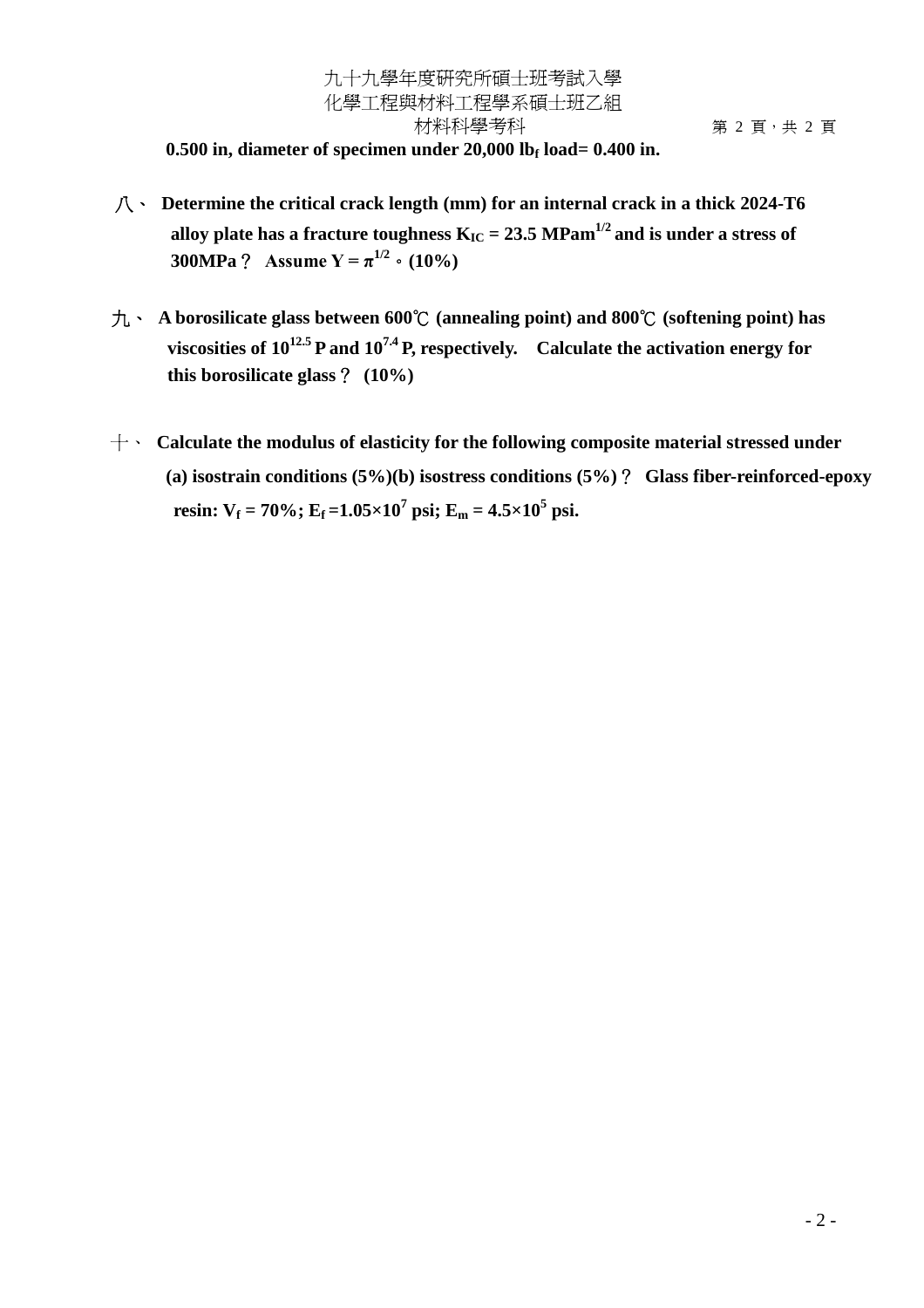**0.500 in, diameter of specimen under 20,000 $lb_f$ load= 0.400 in.**

八、 **Determine the critical crack length (mm) for an internal crack in a thick 2024-T6 alloy plate has a fracture toughness $K_{IC}$ = 23.5 $MPam^{1/2}$ and is under a stress of 300MPa？ Assume $Y = \pi^{1/2}$。(10%)**

九、 **A borosilicate glass between 600℃ (annealing point) and 800℃ (softening point) has viscosities of $10^{12.5}$ P and $10^{7.4}$ P, respectively. Calculate the activation energy for this borosilicate glass？ (10%)**

十、 **Calculate the modulus of elasticity for the following composite material stressed under (a) isostrain conditions (5%)(b) isostress conditions (5%)？ Glass fiber-reinforced-epoxy resin: $V_f$ = 70%; $E_f$ =$1.05\times10^7$ psi; $E_m$ = $4.5\times10^5$ psi.**